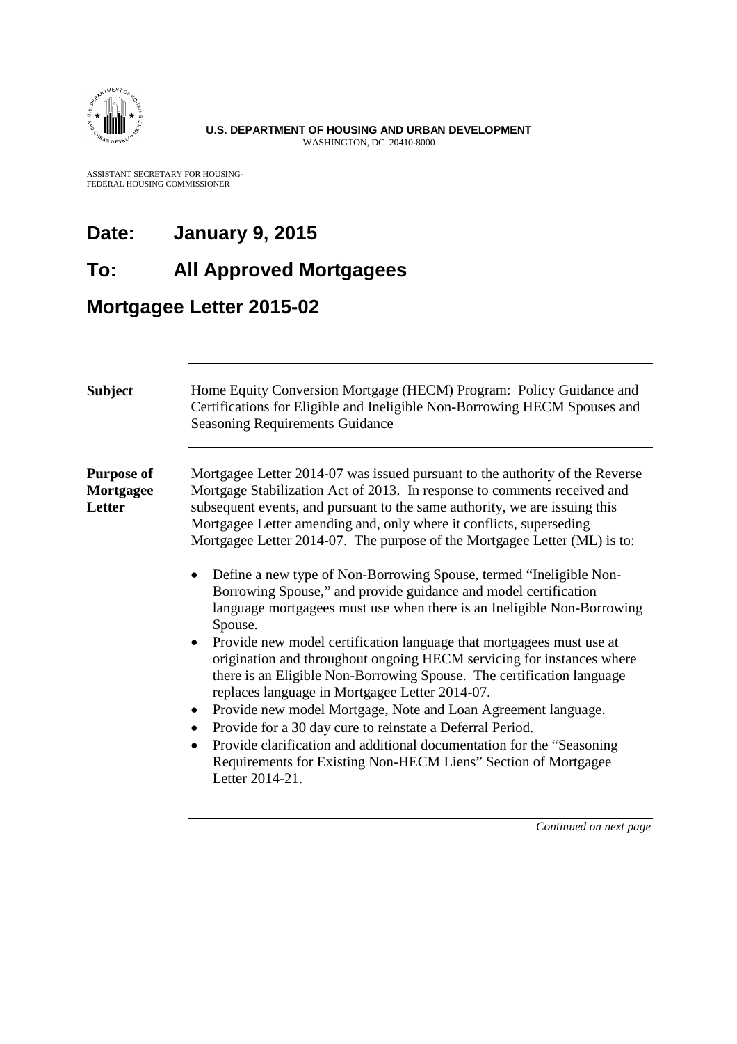**U.S. DEPARTMENT OF HOUSING AND URBAN DEVELOPMENT**
WASHINGTON, DC 20410-8000

ASSISTANT SECRETARY FOR HOUSING-
FEDERAL HOUSING COMMISSIONER

# Date: January 9, 2015

# To: All Approved Mortgagees

# Mortgagee Letter 2015-02

| | |
|---|---|
| **Subject** | Home Equity Conversion Mortgage (HECM) Program: Policy Guidance and Certifications for Eligible and Ineligible Non-Borrowing HECM Spouses and Seasoning Requirements Guidance |

**Purpose of Mortgagee Letter**

Mortgagee Letter 2014-07 was issued pursuant to the authority of the Reverse Mortgage Stabilization Act of 2013. In response to comments received and subsequent events, and pursuant to the same authority, we are issuing this Mortgagee Letter amending and, only where it conflicts, superseding Mortgagee Letter 2014-07. The purpose of the Mortgagee Letter (ML) is to:

- Define a new type of Non-Borrowing Spouse, termed "Ineligible Non-Borrowing Spouse," and provide guidance and model certification language mortgagees must use when there is an Ineligible Non-Borrowing Spouse.
- Provide new model certification language that mortgagees must use at origination and throughout ongoing HECM servicing for instances where there is an Eligible Non-Borrowing Spouse. The certification language replaces language in Mortgagee Letter 2014-07.
- Provide new model Mortgage, Note and Loan Agreement language.
- Provide for a 30 day cure to reinstate a Deferral Period.
- Provide clarification and additional documentation for the "Seasoning Requirements for Existing Non-HECM Liens" Section of Mortgagee Letter 2014-21.

*Continued on next page*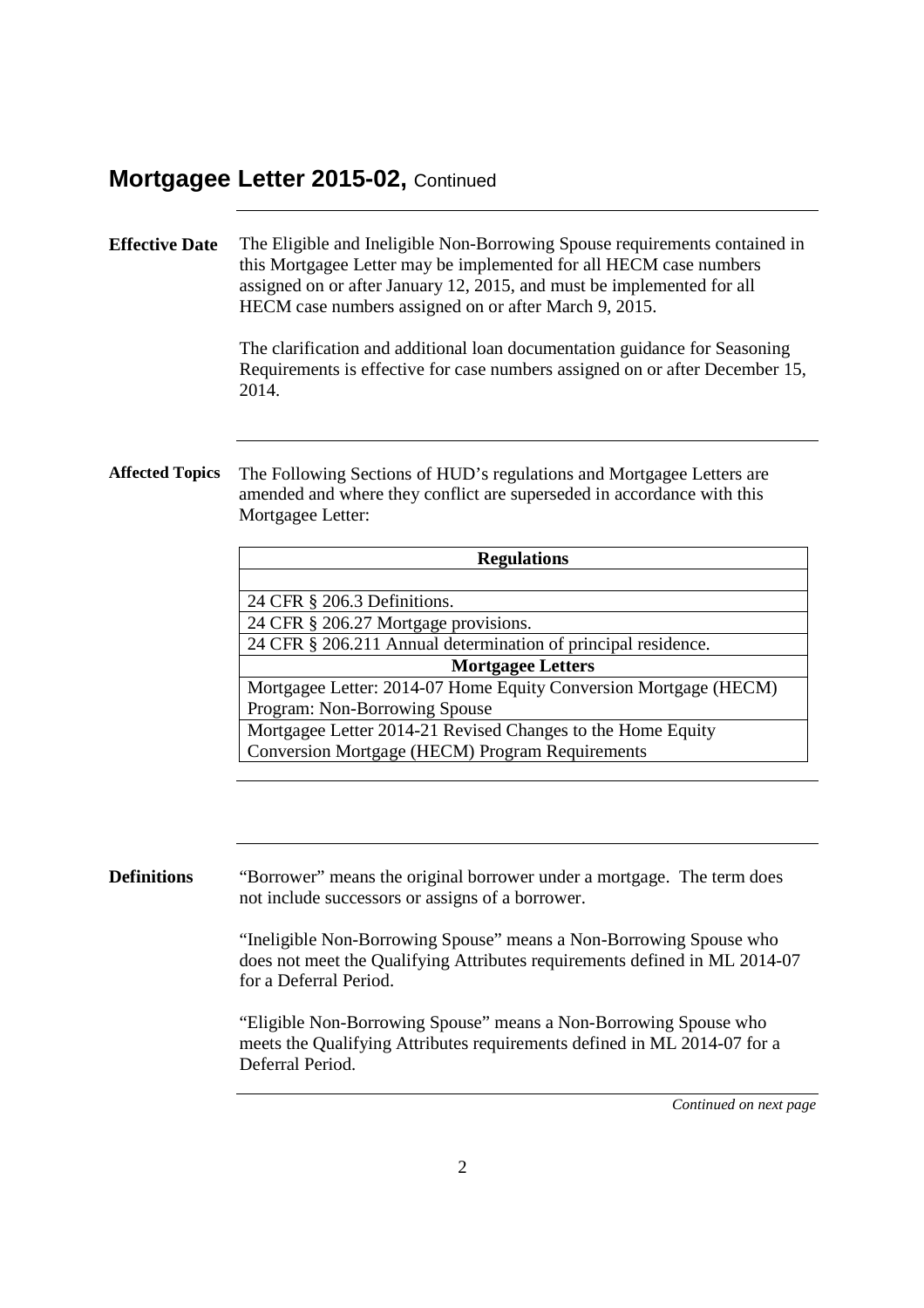## Mortgagee Letter 2015-02, Continued

**Effective Date**

The Eligible and Ineligible Non-Borrowing Spouse requirements contained in this Mortgagee Letter may be implemented for all HECM case numbers assigned on or after January 12, 2015, and must be implemented for all HECM case numbers assigned on or after March 9, 2015.

The clarification and additional loan documentation guidance for Seasoning Requirements is effective for case numbers assigned on or after December 15, 2014.

**Affected Topics**

The Following Sections of HUD's regulations and Mortgagee Letters are amended and where they conflict are superseded in accordance with this Mortgagee Letter:

| **Regulations** |
|---|
| |
| 24 CFR § 206.3 Definitions. |
| 24 CFR § 206.27 Mortgage provisions. |
| 24 CFR § 206.211 Annual determination of principal residence. |
| **Mortgagee Letters** |
| Mortgagee Letter: 2014-07 Home Equity Conversion Mortgage (HECM) Program: Non-Borrowing Spouse |
| Mortgagee Letter 2014-21 Revised Changes to the Home Equity Conversion Mortgage (HECM) Program Requirements |

**Definitions**

"Borrower" means the original borrower under a mortgage. The term does not include successors or assigns of a borrower.

"Ineligible Non-Borrowing Spouse" means a Non-Borrowing Spouse who does not meet the Qualifying Attributes requirements defined in ML 2014-07 for a Deferral Period.

"Eligible Non-Borrowing Spouse" means a Non-Borrowing Spouse who meets the Qualifying Attributes requirements defined in ML 2014-07 for a Deferral Period.

*Continued on next page*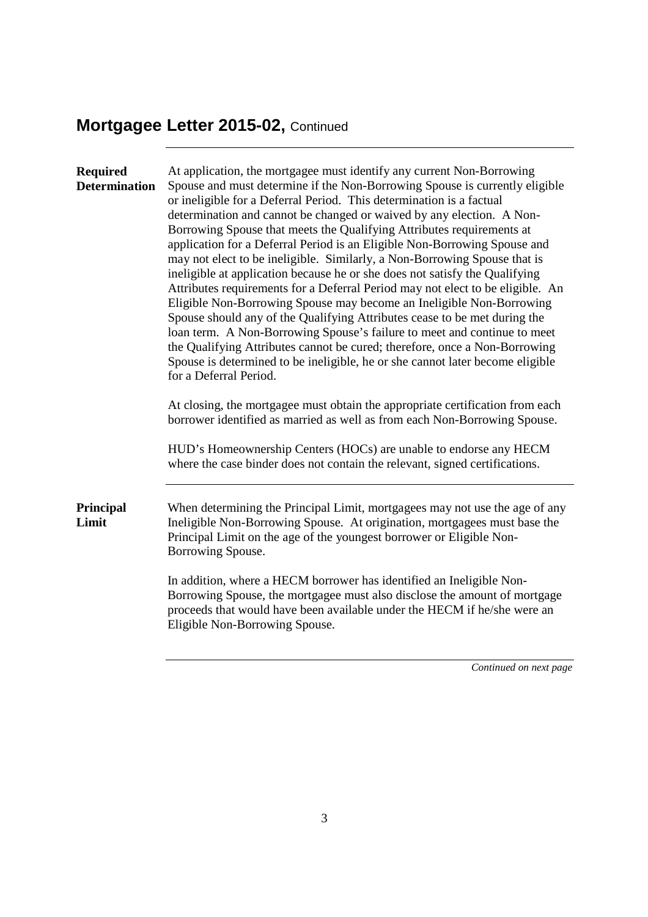## Mortgagee Letter 2015-02, Continued

**Required Determination**

At application, the mortgagee must identify any current Non-Borrowing Spouse and must determine if the Non-Borrowing Spouse is currently eligible or ineligible for a Deferral Period. This determination is a factual determination and cannot be changed or waived by any election. A Non-Borrowing Spouse that meets the Qualifying Attributes requirements at application for a Deferral Period is an Eligible Non-Borrowing Spouse and may not elect to be ineligible. Similarly, a Non-Borrowing Spouse that is ineligible at application because he or she does not satisfy the Qualifying Attributes requirements for a Deferral Period may not elect to be eligible. An Eligible Non-Borrowing Spouse may become an Ineligible Non-Borrowing Spouse should any of the Qualifying Attributes cease to be met during the loan term. A Non-Borrowing Spouse's failure to meet and continue to meet the Qualifying Attributes cannot be cured; therefore, once a Non-Borrowing Spouse is determined to be ineligible, he or she cannot later become eligible for a Deferral Period.

At closing, the mortgagee must obtain the appropriate certification from each borrower identified as married as well as from each Non-Borrowing Spouse.

HUD's Homeownership Centers (HOCs) are unable to endorse any HECM where the case binder does not contain the relevant, signed certifications.

**Principal Limit**

When determining the Principal Limit, mortgagees may not use the age of any Ineligible Non-Borrowing Spouse. At origination, mortgagees must base the Principal Limit on the age of the youngest borrower or Eligible Non-Borrowing Spouse.

In addition, where a HECM borrower has identified an Ineligible Non-Borrowing Spouse, the mortgagee must also disclose the amount of mortgage proceeds that would have been available under the HECM if he/she were an Eligible Non-Borrowing Spouse.

*Continued on next page*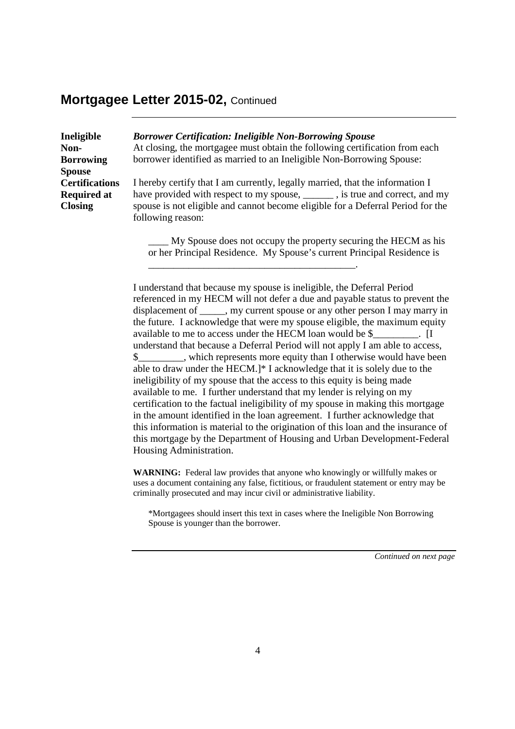## Ineligible Non-Borrowing Spouse Certifications Required at Closing

***Borrower Certification: Ineligible Non-Borrowing Spouse***

At closing, the mortgagee must obtain the following certification from each borrower identified as married to an Ineligible Non-Borrowing Spouse:

I hereby certify that I am currently, legally married, that the information I have provided with respect to my spouse, ______ , is true and correct, and my spouse is not eligible and cannot become eligible for a Deferral Period for the following reason:

> ____ My Spouse does not occupy the property securing the HECM as his or her Principal Residence. My Spouse's current Principal Residence is ___________________________________________.

I understand that because my spouse is ineligible, the Deferral Period referenced in my HECM will not defer a due and payable status to prevent the displacement of _____, my current spouse or any other person I may marry in the future. I acknowledge that were my spouse eligible, the maximum equity available to me to access under the HECM loan would be $_________. [I understand that because a Deferral Period will not apply I am able to access, $_________, which represents more equity than I otherwise would have been able to draw under the HECM.]* I acknowledge that it is solely due to the ineligibility of my spouse that the access to this equity is being made available to me. I further understand that my lender is relying on my certification to the factual ineligibility of my spouse in making this mortgage in the amount identified in the loan agreement. I further acknowledge that this information is material to the origination of this loan and the insurance of this mortgage by the Department of Housing and Urban Development-Federal Housing Administration.

**WARNING:** Federal law provides that anyone who knowingly or willfully makes or uses a document containing any false, fictitious, or fraudulent statement or entry may be criminally prosecuted and may incur civil or administrative liability.

*Mortgagees should insert this text in cases where the Ineligible Non Borrowing Spouse is younger than the borrower.

*Continued on next page*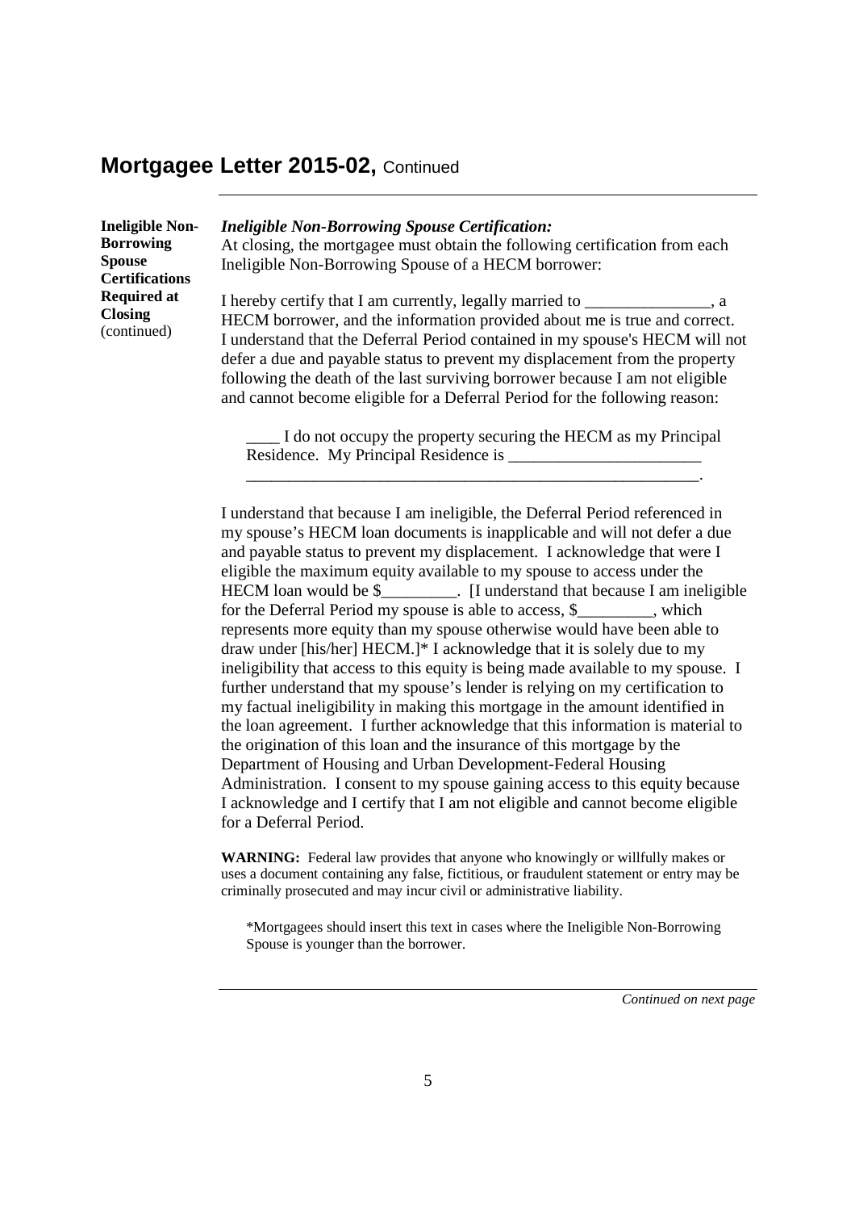## Mortgagee Letter 2015-02, Continued

**Ineligible Non-Borrowing Spouse Certifications Required at Closing** (continued)

***Ineligible Non-Borrowing Spouse Certification:***
At closing, the mortgagee must obtain the following certification from each Ineligible Non-Borrowing Spouse of a HECM borrower:

I hereby certify that I am currently, legally married to _______________, a HECM borrower, and the information provided about me is true and correct. I understand that the Deferral Period contained in my spouse's HECM will not defer a due and payable status to prevent my displacement from the property following the death of the last surviving borrower because I am not eligible and cannot become eligible for a Deferral Period for the following reason:

> ____ I do not occupy the property securing the HECM as my Principal Residence. My Principal Residence is _______________________ ________________________________________________________.

I understand that because I am ineligible, the Deferral Period referenced in my spouse's HECM loan documents is inapplicable and will not defer a due and payable status to prevent my displacement. I acknowledge that were I eligible the maximum equity available to my spouse to access under the HECM loan would be $_________. [I understand that because I am ineligible for the Deferral Period my spouse is able to access, $_________, which represents more equity than my spouse otherwise would have been able to draw under [his/her] HECM.]* I acknowledge that it is solely due to my ineligibility that access to this equity is being made available to my spouse. I further understand that my spouse's lender is relying on my certification to my factual ineligibility in making this mortgage in the amount identified in the loan agreement. I further acknowledge that this information is material to the origination of this loan and the insurance of this mortgage by the Department of Housing and Urban Development-Federal Housing Administration. I consent to my spouse gaining access to this equity because I acknowledge and I certify that I am not eligible and cannot become eligible for a Deferral Period.

**WARNING:** Federal law provides that anyone who knowingly or willfully makes or uses a document containing any false, fictitious, or fraudulent statement or entry may be criminally prosecuted and may incur civil or administrative liability.

*Mortgagees should insert this text in cases where the Ineligible Non-Borrowing Spouse is younger than the borrower.

*Continued on next page*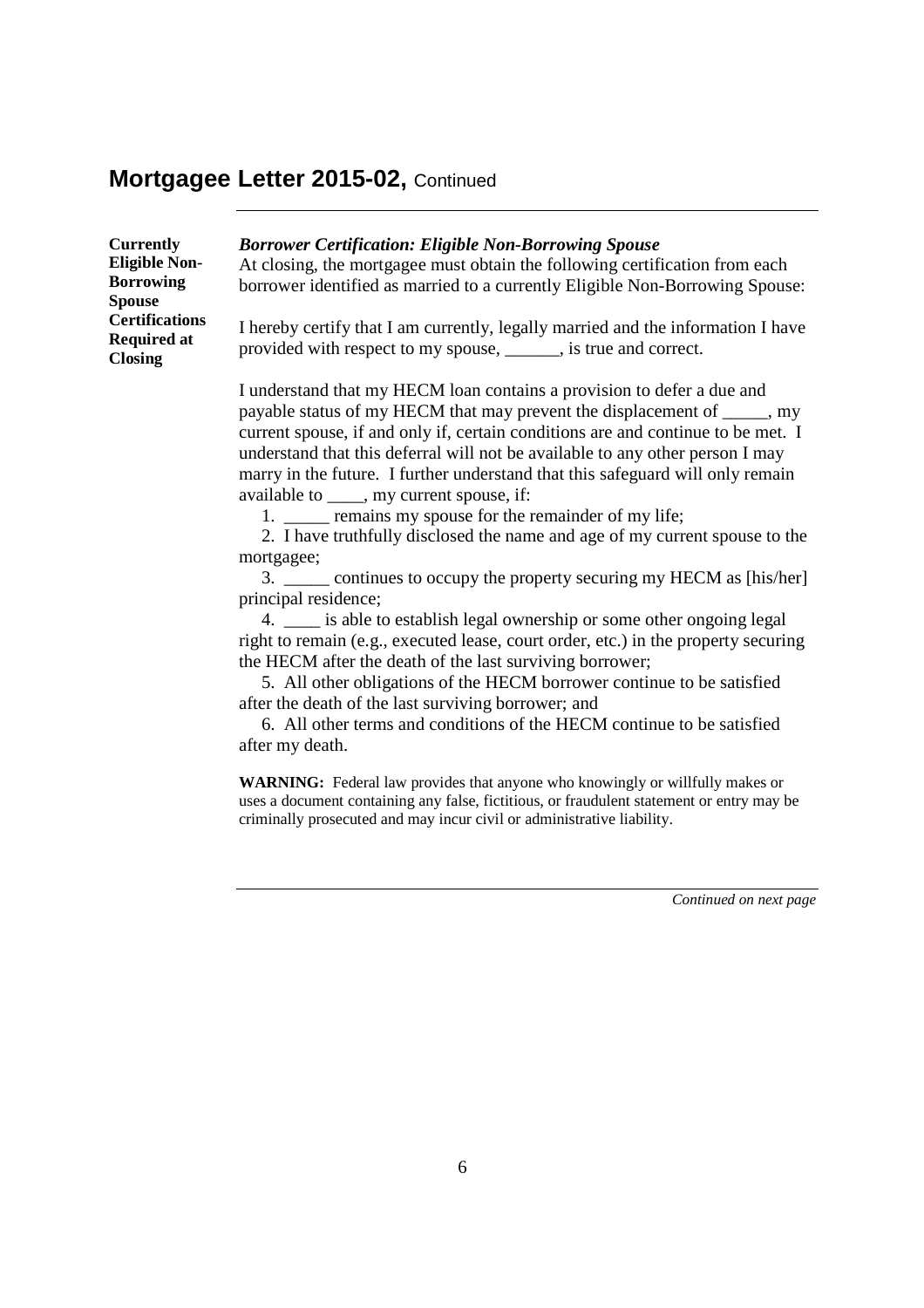**Currently Eligible Non-Borrowing Spouse Certifications Required at Closing**

***Borrower Certification: Eligible Non-Borrowing Spouse***

At closing, the mortgagee must obtain the following certification from each borrower identified as married to a currently Eligible Non-Borrowing Spouse:

I hereby certify that I am currently, legally married and the information I have provided with respect to my spouse, ______, is true and correct.

I understand that my HECM loan contains a provision to defer a due and payable status of my HECM that may prevent the displacement of _____, my current spouse, if and only if, certain conditions are and continue to be met. I understand that this deferral will not be available to any other person I may marry in the future. I further understand that this safeguard will only remain available to ____, my current spouse, if:

1. _____ remains my spouse for the remainder of my life;
2. I have truthfully disclosed the name and age of my current spouse to the mortgagee;
3. _____ continues to occupy the property securing my HECM as [his/her] principal residence;
4. ____ is able to establish legal ownership or some other ongoing legal right to remain (e.g., executed lease, court order, etc.) in the property securing the HECM after the death of the last surviving borrower;
5. All other obligations of the HECM borrower continue to be satisfied after the death of the last surviving borrower; and
6. All other terms and conditions of the HECM continue to be satisfied after my death.

**WARNING:** Federal law provides that anyone who knowingly or willfully makes or uses a document containing any false, fictitious, or fraudulent statement or entry may be criminally prosecuted and may incur civil or administrative liability.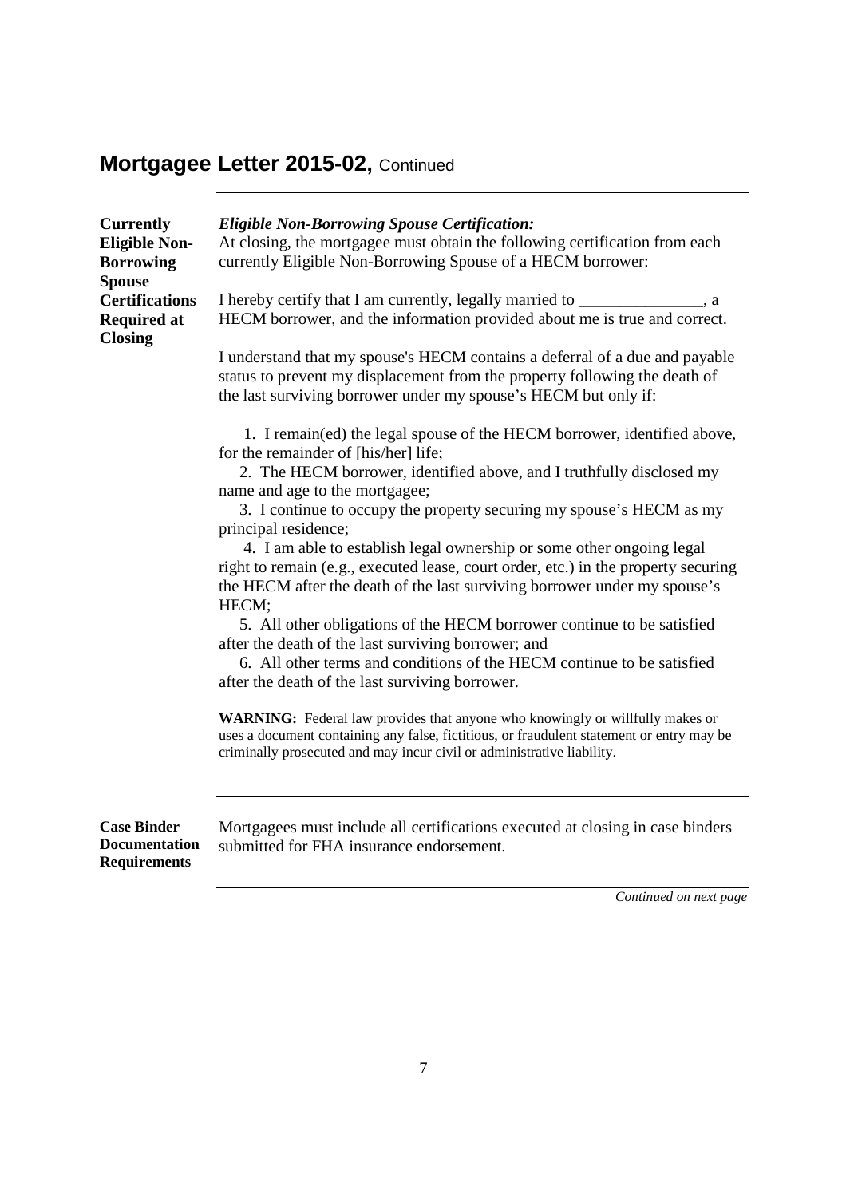## Mortgagee Letter 2015-02, Continued

**Currently Eligible Non-Borrowing Spouse Certifications Required at Closing**

***Eligible Non-Borrowing Spouse Certification:***
At closing, the mortgagee must obtain the following certification from each currently Eligible Non-Borrowing Spouse of a HECM borrower:

I hereby certify that I am currently, legally married to _______________, a HECM borrower, and the information provided about me is true and correct.

I understand that my spouse's HECM contains a deferral of a due and payable status to prevent my displacement from the property following the death of the last surviving borrower under my spouse's HECM but only if:

1. I remain(ed) the legal spouse of the HECM borrower, identified above, for the remainder of [his/her] life;
2. The HECM borrower, identified above, and I truthfully disclosed my name and age to the mortgagee;
3. I continue to occupy the property securing my spouse's HECM as my principal residence;
4. I am able to establish legal ownership or some other ongoing legal right to remain (e.g., executed lease, court order, etc.) in the property securing the HECM after the death of the last surviving borrower under my spouse's HECM;
5. All other obligations of the HECM borrower continue to be satisfied after the death of the last surviving borrower; and
6. All other terms and conditions of the HECM continue to be satisfied after the death of the last surviving borrower.

**WARNING:** Federal law provides that anyone who knowingly or willfully makes or uses a document containing any false, fictitious, or fraudulent statement or entry may be criminally prosecuted and may incur civil or administrative liability.

---

**Case Binder Documentation Requirements**

Mortgagees must include all certifications executed at closing in case binders submitted for FHA insurance endorsement.

*Continued on next page*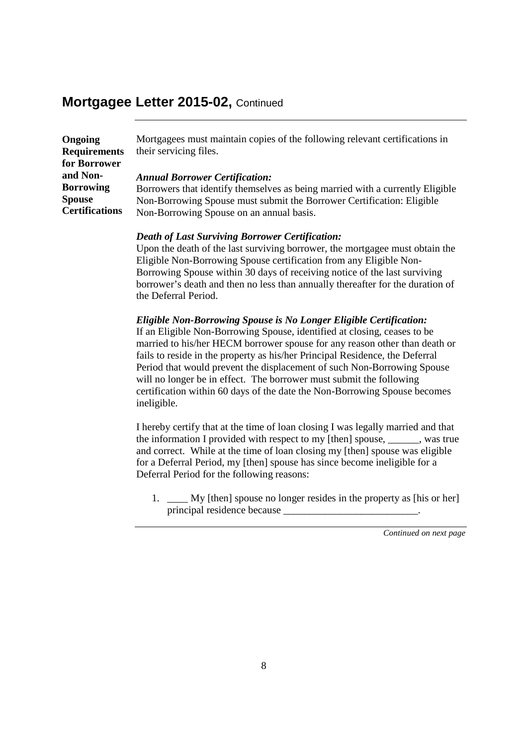## Mortgagee Letter 2015-02, Continued

**Ongoing Requirements for Borrower and Non-Borrowing Spouse Certifications**

Mortgagees must maintain copies of the following relevant certifications in their servicing files.

***Annual Borrower Certification:***
Borrowers that identify themselves as being married with a currently Eligible Non-Borrowing Spouse must submit the Borrower Certification: Eligible Non-Borrowing Spouse on an annual basis.

***Death of Last Surviving Borrower Certification:***
Upon the death of the last surviving borrower, the mortgagee must obtain the Eligible Non-Borrowing Spouse certification from any Eligible Non-Borrowing Spouse within 30 days of receiving notice of the last surviving borrower's death and then no less than annually thereafter for the duration of the Deferral Period.

***Eligible Non-Borrowing Spouse is No Longer Eligible Certification:***
If an Eligible Non-Borrowing Spouse, identified at closing, ceases to be married to his/her HECM borrower spouse for any reason other than death or fails to reside in the property as his/her Principal Residence, the Deferral Period that would prevent the displacement of such Non-Borrowing Spouse will no longer be in effect. The borrower must submit the following certification within 60 days of the date the Non-Borrowing Spouse becomes ineligible.

I hereby certify that at the time of loan closing I was legally married and that the information I provided with respect to my [then] spouse, ______, was true and correct. While at the time of loan closing my [then] spouse was eligible for a Deferral Period, my [then] spouse has since become ineligible for a Deferral Period for the following reasons:

1. ____ My [then] spouse no longer resides in the property as [his or her] principal residence because __________________________.

*Continued on next page*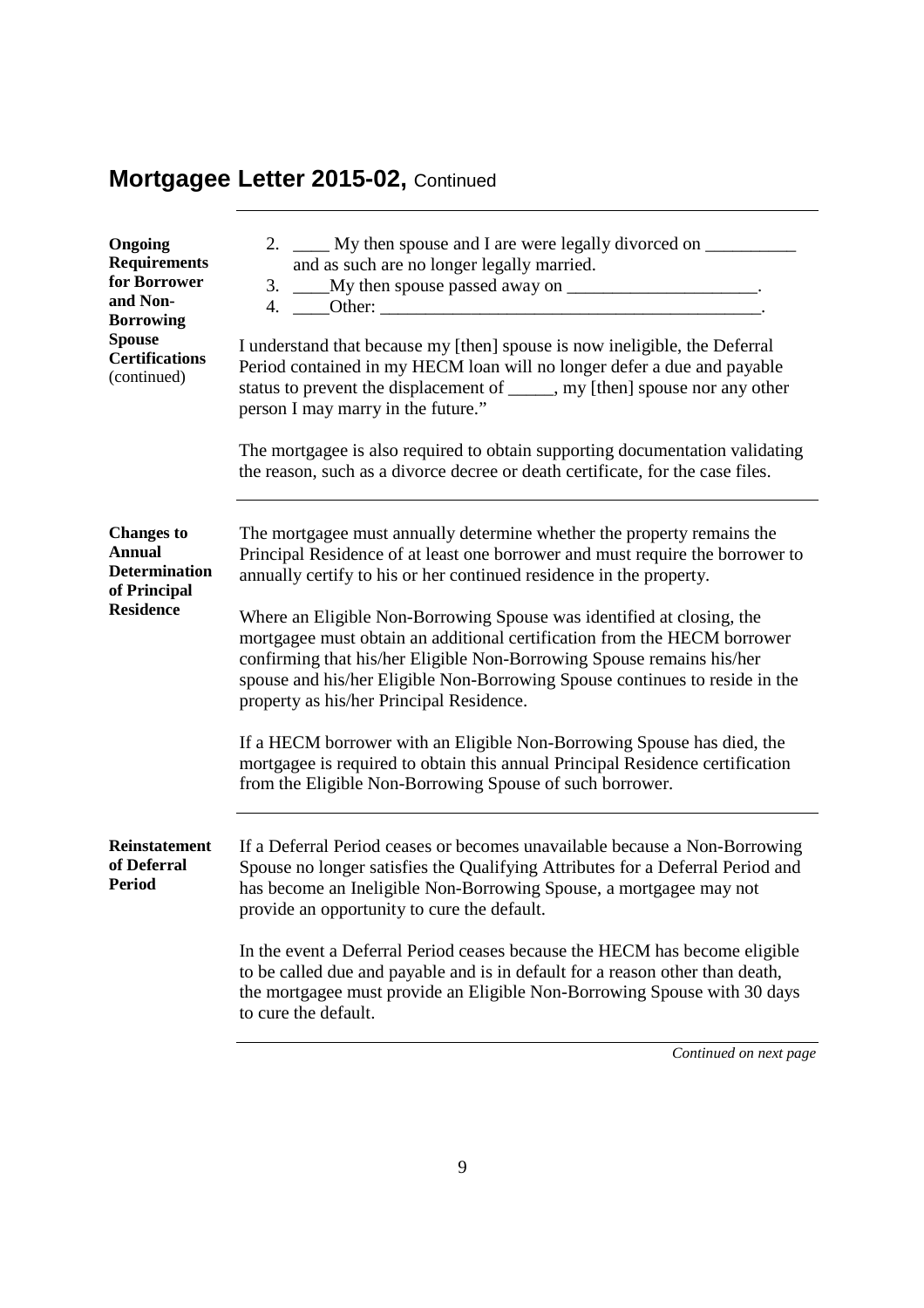## Mortgagee Letter 2015-02, Continued

**Ongoing Requirements for Borrower and Non-Borrowing Spouse Certifications** (continued)

2. ____ My then spouse and I are were legally divorced on __________ and as such are no longer legally married.
3. ____My then spouse passed away on _____________________.
4. ____Other: ___________________________________________.

I understand that because my [then] spouse is now ineligible, the Deferral Period contained in my HECM loan will no longer defer a due and payable status to prevent the displacement of _____, my [then] spouse nor any other person I may marry in the future."

The mortgagee is also required to obtain supporting documentation validating the reason, such as a divorce decree or death certificate, for the case files.

**Changes to Annual Determination of Principal Residence**

The mortgagee must annually determine whether the property remains the Principal Residence of at least one borrower and must require the borrower to annually certify to his or her continued residence in the property.

Where an Eligible Non-Borrowing Spouse was identified at closing, the mortgagee must obtain an additional certification from the HECM borrower confirming that his/her Eligible Non-Borrowing Spouse remains his/her spouse and his/her Eligible Non-Borrowing Spouse continues to reside in the property as his/her Principal Residence.

If a HECM borrower with an Eligible Non-Borrowing Spouse has died, the mortgagee is required to obtain this annual Principal Residence certification from the Eligible Non-Borrowing Spouse of such borrower.

**Reinstatement of Deferral Period**

If a Deferral Period ceases or becomes unavailable because a Non-Borrowing Spouse no longer satisfies the Qualifying Attributes for a Deferral Period and has become an Ineligible Non-Borrowing Spouse, a mortgagee may not provide an opportunity to cure the default.

In the event a Deferral Period ceases because the HECM has become eligible to be called due and payable and is in default for a reason other than death, the mortgagee must provide an Eligible Non-Borrowing Spouse with 30 days to cure the default.

*Continued on next page*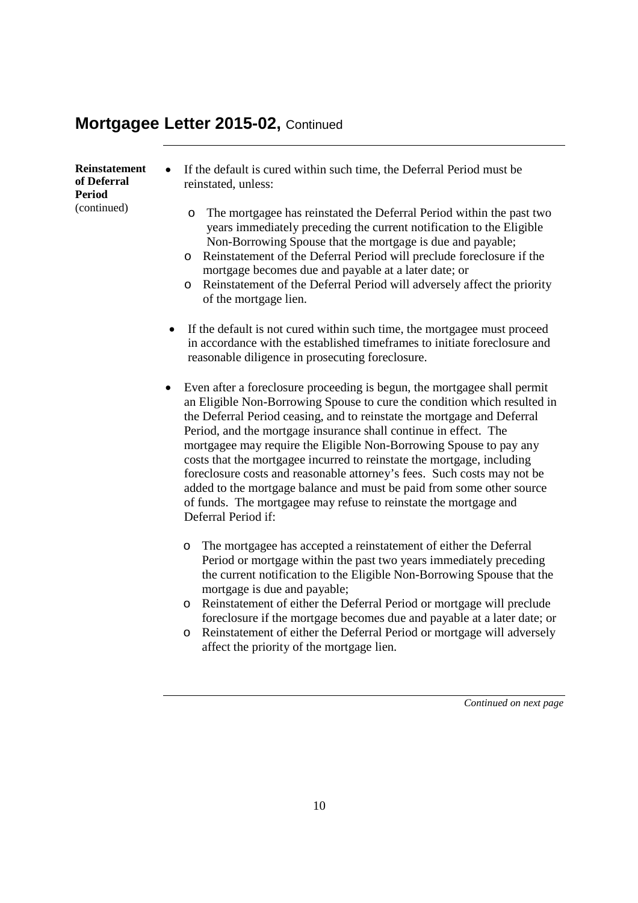## Mortgagee Letter 2015-02, Continued

**Reinstatement of Deferral Period** (continued)

- If the default is cured within such time, the Deferral Period must be reinstated, unless:
  - The mortgagee has reinstated the Deferral Period within the past two years immediately preceding the current notification to the Eligible Non-Borrowing Spouse that the mortgage is due and payable;
  - Reinstatement of the Deferral Period will preclude foreclosure if the mortgage becomes due and payable at a later date; or
  - Reinstatement of the Deferral Period will adversely affect the priority of the mortgage lien.
- If the default is not cured within such time, the mortgagee must proceed in accordance with the established timeframes to initiate foreclosure and reasonable diligence in prosecuting foreclosure.
- Even after a foreclosure proceeding is begun, the mortgagee shall permit an Eligible Non-Borrowing Spouse to cure the condition which resulted in the Deferral Period ceasing, and to reinstate the mortgage and Deferral Period, and the mortgage insurance shall continue in effect. The mortgagee may require the Eligible Non-Borrowing Spouse to pay any costs that the mortgagee incurred to reinstate the mortgage, including foreclosure costs and reasonable attorney's fees. Such costs may not be added to the mortgage balance and must be paid from some other source of funds. The mortgagee may refuse to reinstate the mortgage and Deferral Period if:
  - The mortgagee has accepted a reinstatement of either the Deferral Period or mortgage within the past two years immediately preceding the current notification to the Eligible Non-Borrowing Spouse that the mortgage is due and payable;
  - Reinstatement of either the Deferral Period or mortgage will preclude foreclosure if the mortgage becomes due and payable at a later date; or
  - Reinstatement of either the Deferral Period or mortgage will adversely affect the priority of the mortgage lien.

*Continued on next page*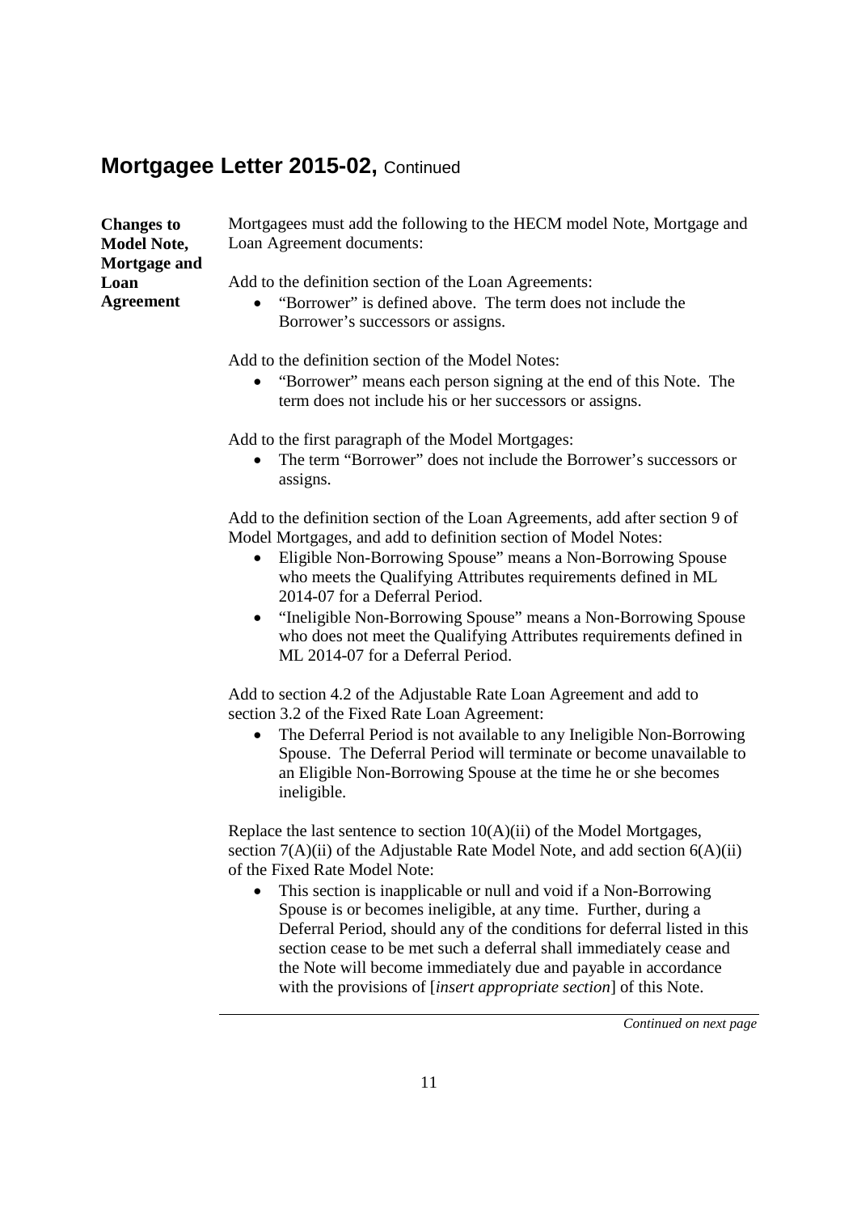## Mortgagee Letter 2015-02, Continued

**Changes to Model Note, Mortgage and Loan Agreement**

Mortgagees must add the following to the HECM model Note, Mortgage and Loan Agreement documents:

Add to the definition section of the Loan Agreements:

- "Borrower" is defined above. The term does not include the Borrower's successors or assigns.

Add to the definition section of the Model Notes:

- "Borrower" means each person signing at the end of this Note. The term does not include his or her successors or assigns.

Add to the first paragraph of the Model Mortgages:

- The term "Borrower" does not include the Borrower's successors or assigns.

Add to the definition section of the Loan Agreements, add after section 9 of Model Mortgages, and add to definition section of Model Notes:

- Eligible Non-Borrowing Spouse" means a Non-Borrowing Spouse who meets the Qualifying Attributes requirements defined in ML 2014-07 for a Deferral Period.
- "Ineligible Non-Borrowing Spouse" means a Non-Borrowing Spouse who does not meet the Qualifying Attributes requirements defined in ML 2014-07 for a Deferral Period.

Add to section 4.2 of the Adjustable Rate Loan Agreement and add to section 3.2 of the Fixed Rate Loan Agreement:

- The Deferral Period is not available to any Ineligible Non-Borrowing Spouse. The Deferral Period will terminate or become unavailable to an Eligible Non-Borrowing Spouse at the time he or she becomes ineligible.

Replace the last sentence to section 10(A)(ii) of the Model Mortgages, section 7(A)(ii) of the Adjustable Rate Model Note, and add section 6(A)(ii) of the Fixed Rate Model Note:

- This section is inapplicable or null and void if a Non-Borrowing Spouse is or becomes ineligible, at any time. Further, during a Deferral Period, should any of the conditions for deferral listed in this section cease to be met such a deferral shall immediately cease and the Note will become immediately due and payable in accordance with the provisions of [*insert appropriate section*] of this Note.

*Continued on next page*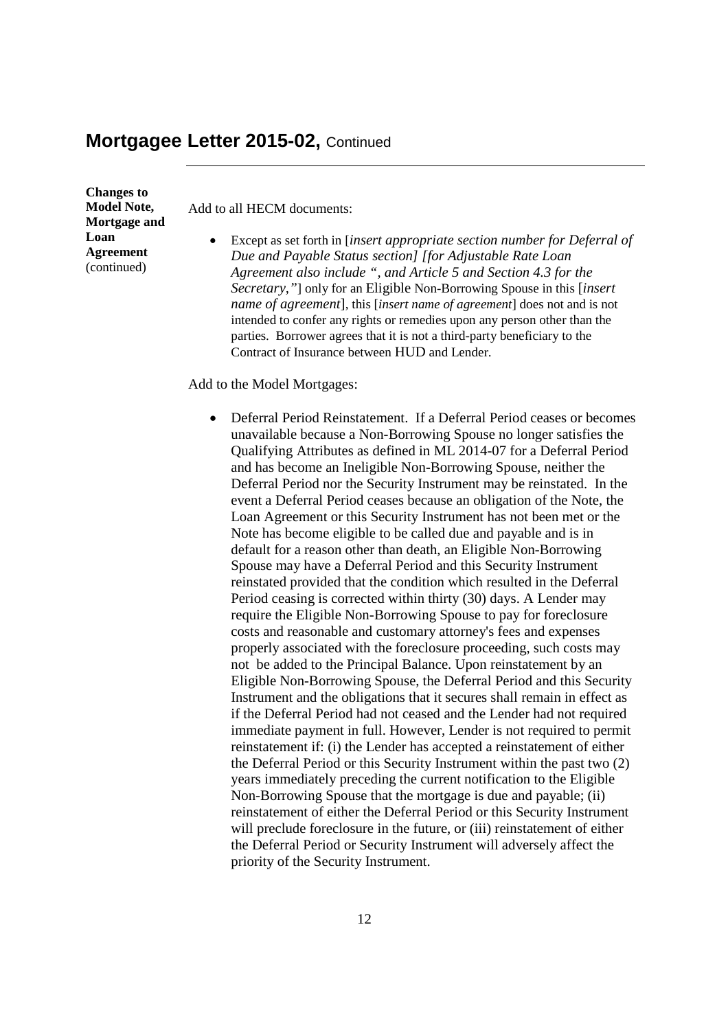## Mortgagee Letter 2015-02, Continued

**Changes to Model Note, Mortgage and Loan Agreement** (continued)

Add to all HECM documents:

- Except as set forth in [*insert appropriate section number for Deferral of Due and Payable Status section] [for Adjustable Rate Loan Agreement also include ", and Article 5 and Section 4.3 for the Secretary,"*] only for an Eligible Non-Borrowing Spouse in this [*insert name of agreement*], this [*insert name of agreement*] does not and is not intended to confer any rights or remedies upon any person other than the parties. Borrower agrees that it is not a third-party beneficiary to the Contract of Insurance between HUD and Lender.

Add to the Model Mortgages:

- Deferral Period Reinstatement. If a Deferral Period ceases or becomes unavailable because a Non-Borrowing Spouse no longer satisfies the Qualifying Attributes as defined in ML 2014-07 for a Deferral Period and has become an Ineligible Non-Borrowing Spouse, neither the Deferral Period nor the Security Instrument may be reinstated. In the event a Deferral Period ceases because an obligation of the Note, the Loan Agreement or this Security Instrument has not been met or the Note has become eligible to be called due and payable and is in default for a reason other than death, an Eligible Non-Borrowing Spouse may have a Deferral Period and this Security Instrument reinstated provided that the condition which resulted in the Deferral Period ceasing is corrected within thirty (30) days. A Lender may require the Eligible Non-Borrowing Spouse to pay for foreclosure costs and reasonable and customary attorney's fees and expenses properly associated with the foreclosure proceeding, such costs may not be added to the Principal Balance. Upon reinstatement by an Eligible Non-Borrowing Spouse, the Deferral Period and this Security Instrument and the obligations that it secures shall remain in effect as if the Deferral Period had not ceased and the Lender had not required immediate payment in full. However, Lender is not required to permit reinstatement if: (i) the Lender has accepted a reinstatement of either the Deferral Period or this Security Instrument within the past two (2) years immediately preceding the current notification to the Eligible Non-Borrowing Spouse that the mortgage is due and payable; (ii) reinstatement of either the Deferral Period or this Security Instrument will preclude foreclosure in the future, or (iii) reinstatement of either the Deferral Period or Security Instrument will adversely affect the priority of the Security Instrument.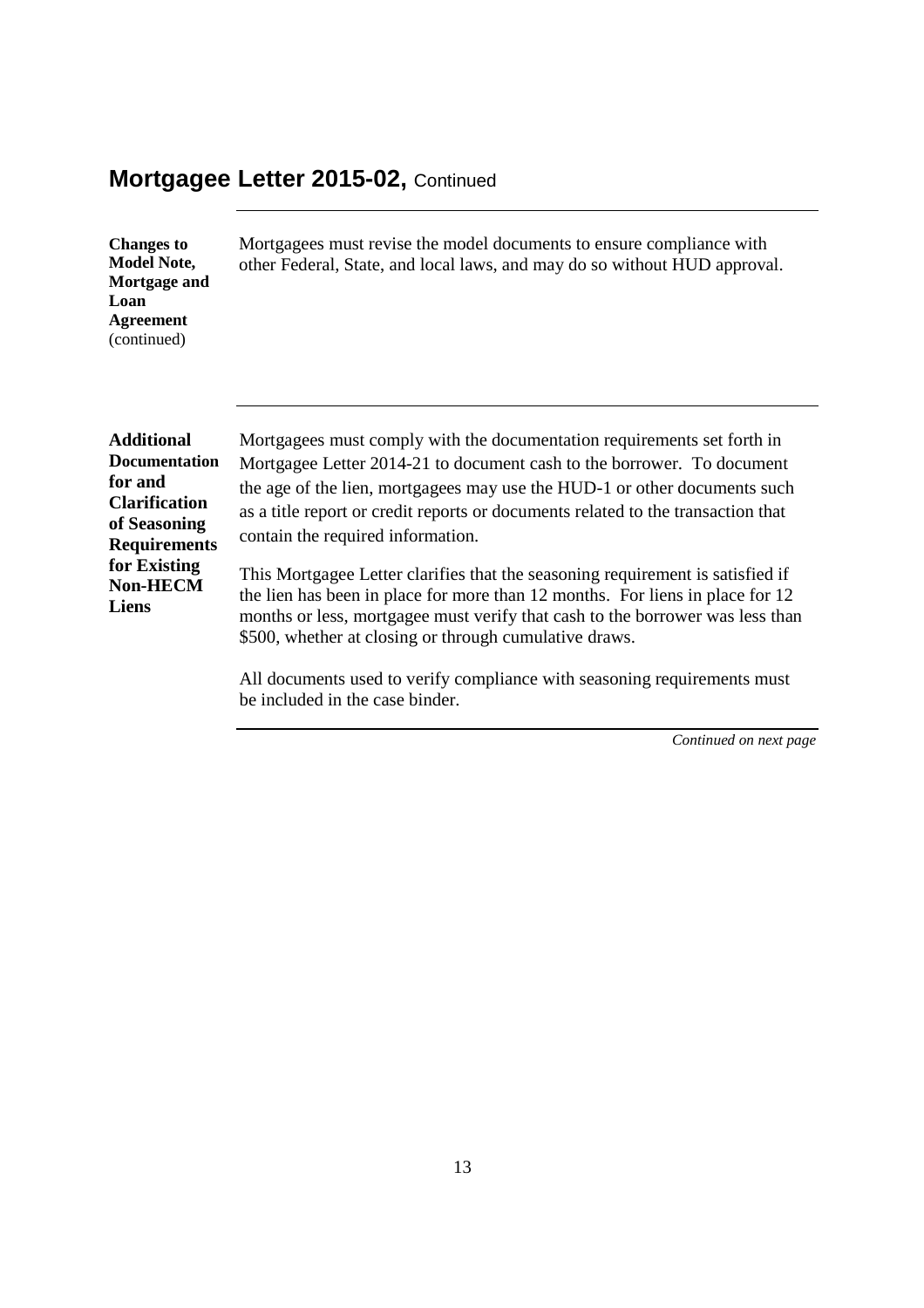## Mortgagee Letter 2015-02, Continued

**Changes to Model Note, Mortgage and Loan Agreement** (continued)

Mortgagees must revise the model documents to ensure compliance with other Federal, State, and local laws, and may do so without HUD approval.

**Additional Documentation for and Clarification of Seasoning Requirements for Existing Non-HECM Liens**

Mortgagees must comply with the documentation requirements set forth in Mortgagee Letter 2014-21 to document cash to the borrower. To document the age of the lien, mortgagees may use the HUD-1 or other documents such as a title report or credit reports or documents related to the transaction that contain the required information.

This Mortgagee Letter clarifies that the seasoning requirement is satisfied if the lien has been in place for more than 12 months. For liens in place for 12 months or less, mortgagee must verify that cash to the borrower was less than $500, whether at closing or through cumulative draws.

All documents used to verify compliance with seasoning requirements must be included in the case binder.

*Continued on next page*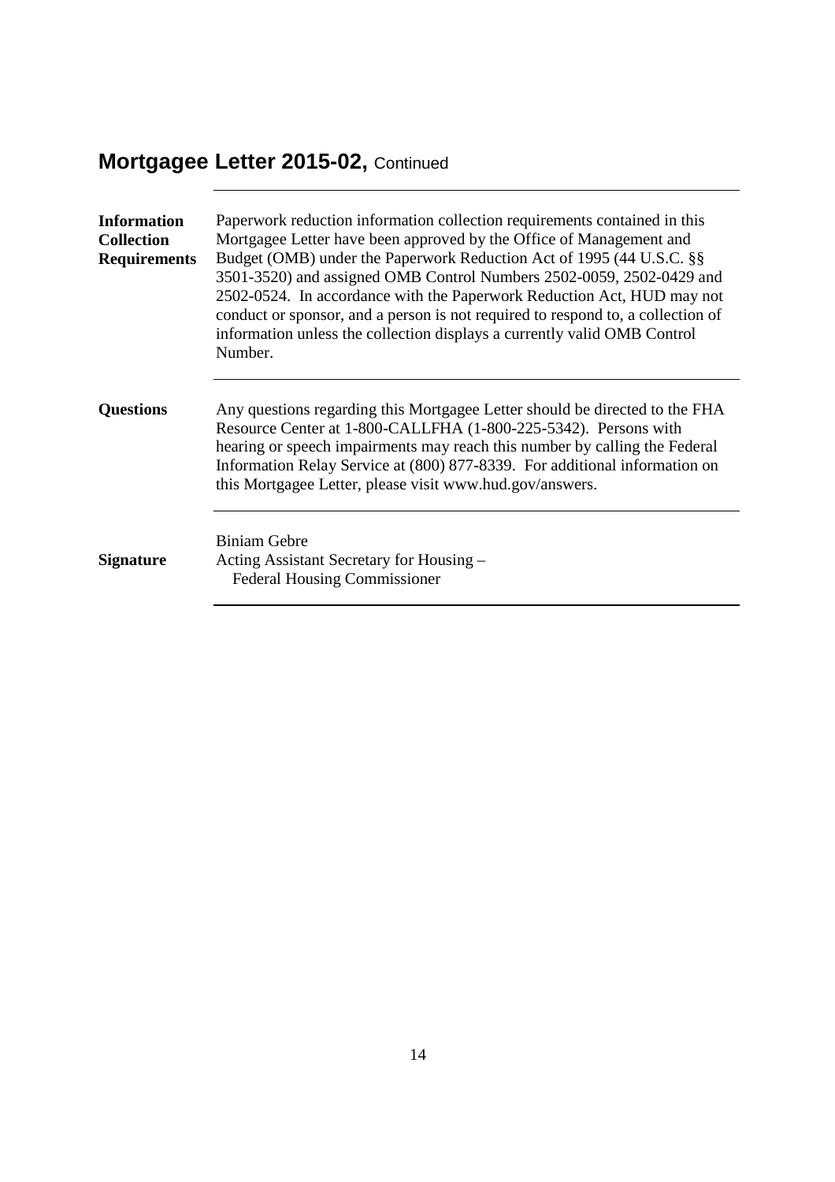## Mortgagee Letter 2015-02, Continued

**Information Collection Requirements**

Paperwork reduction information collection requirements contained in this Mortgagee Letter have been approved by the Office of Management and Budget (OMB) under the Paperwork Reduction Act of 1995 (44 U.S.C. §§ 3501-3520) and assigned OMB Control Numbers 2502-0059, 2502-0429 and 2502-0524. In accordance with the Paperwork Reduction Act, HUD may not conduct or sponsor, and a person is not required to respond to, a collection of information unless the collection displays a currently valid OMB Control Number.

**Questions**

Any questions regarding this Mortgagee Letter should be directed to the FHA Resource Center at 1-800-CALLFHA (1-800-225-5342). Persons with hearing or speech impairments may reach this number by calling the Federal Information Relay Service at (800) 877-8339. For additional information on this Mortgagee Letter, please visit www.hud.gov/answers.

**Signature**

Biniam Gebre
Acting Assistant Secretary for Housing –
Federal Housing Commissioner